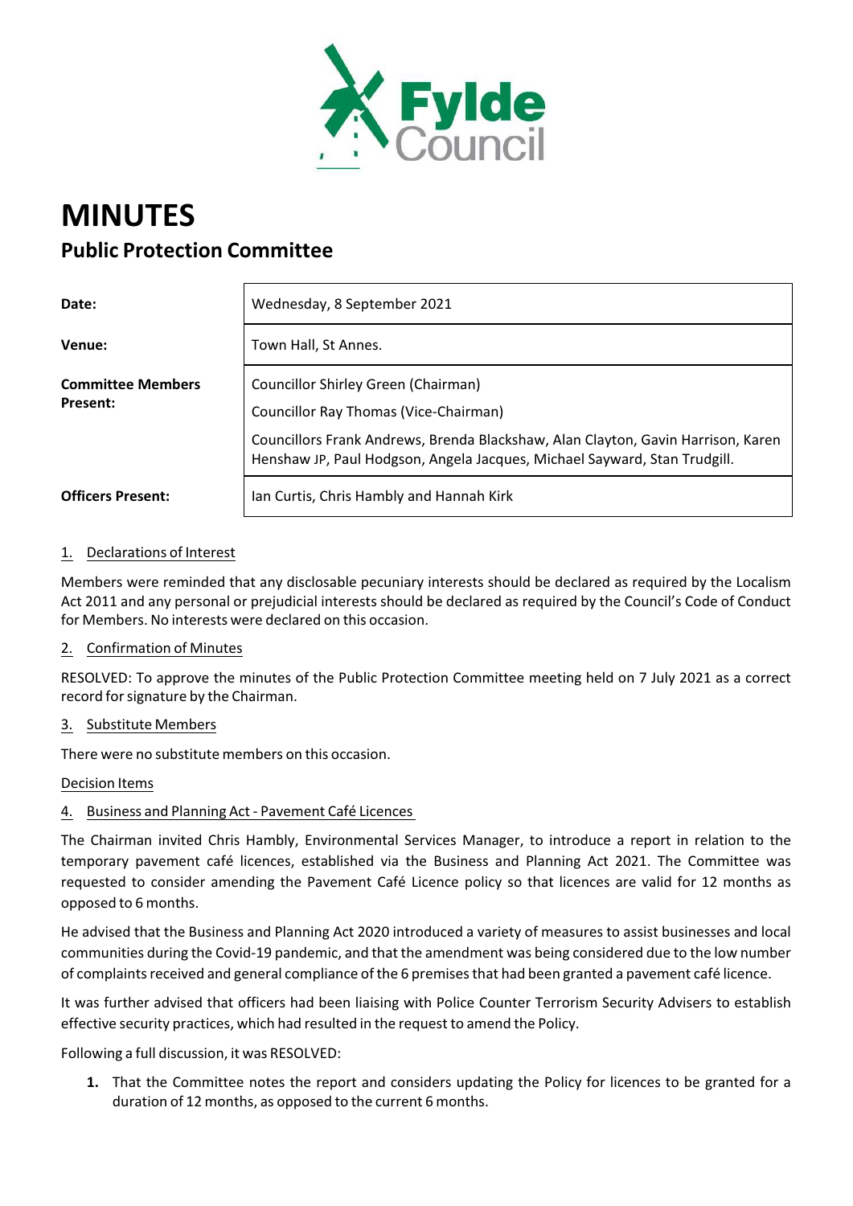# MINUTES

## Public Protection Committee

| | |
|---|---|
| **Date:** | Wednesday, 8 September 2021 |
| **Venue:** | Town Hall, St Annes. |
| **Committee Members Present:** | Councillor Shirley Green (Chairman)<br>Councillor Ray Thomas (Vice-Chairman)<br>Councillors Frank Andrews, Brenda Blackshaw, Alan Clayton, Gavin Harrison, Karen Henshaw JP, Paul Hodgson, Angela Jacques, Michael Sayward, Stan Trudgill. |
| **Officers Present:** | Ian Curtis, Chris Hambly and Hannah Kirk |

1. Declarations of Interest

Members were reminded that any disclosable pecuniary interests should be declared as required by the Localism Act 2011 and any personal or prejudicial interests should be declared as required by the Council's Code of Conduct for Members. No interests were declared on this occasion.

2. Confirmation of Minutes

RESOLVED: To approve the minutes of the Public Protection Committee meeting held on 7 July 2021 as a correct record for signature by the Chairman.

3. Substitute Members

There were no substitute members on this occasion.

Decision Items

4. Business and Planning Act - Pavement Café Licences

The Chairman invited Chris Hambly, Environmental Services Manager, to introduce a report in relation to the temporary pavement café licences, established via the Business and Planning Act 2021. The Committee was requested to consider amending the Pavement Café Licence policy so that licences are valid for 12 months as opposed to 6 months.

He advised that the Business and Planning Act 2020 introduced a variety of measures to assist businesses and local communities during the Covid-19 pandemic, and that the amendment was being considered due to the low number of complaints received and general compliance of the 6 premises that had been granted a pavement café licence.

It was further advised that officers had been liaising with Police Counter Terrorism Security Advisers to establish effective security practices, which had resulted in the request to amend the Policy.

Following a full discussion, it was RESOLVED:

1. That the Committee notes the report and considers updating the Policy for licences to be granted for a duration of 12 months, as opposed to the current 6 months.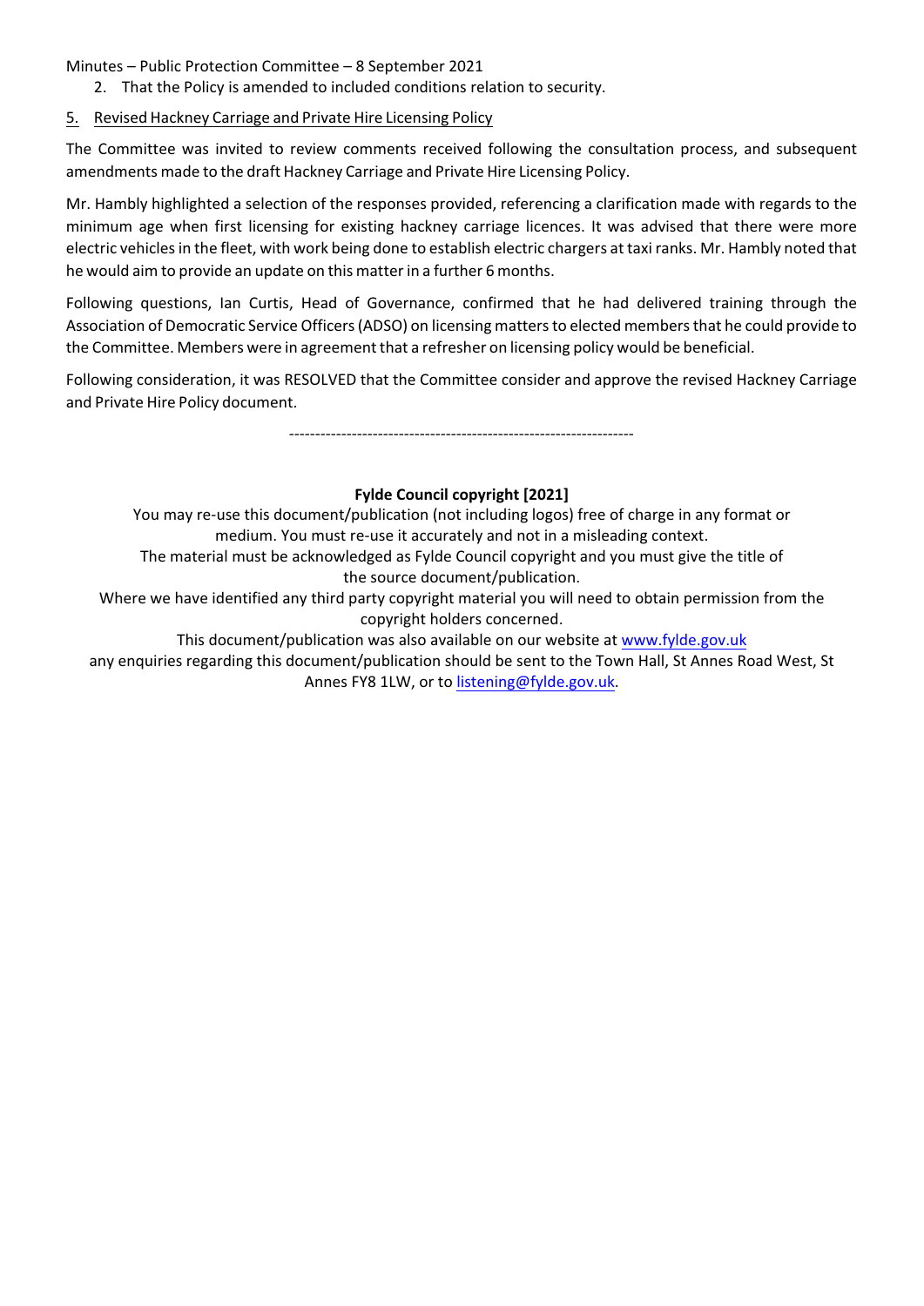2. That the Policy is amended to included conditions relation to security.

## 5. Revised Hackney Carriage and Private Hire Licensing Policy

The Committee was invited to review comments received following the consultation process, and subsequent amendments made to the draft Hackney Carriage and Private Hire Licensing Policy.

Mr. Hambly highlighted a selection of the responses provided, referencing a clarification made with regards to the minimum age when first licensing for existing hackney carriage licences. It was advised that there were more electric vehicles in the fleet, with work being done to establish electric chargers at taxi ranks. Mr. Hambly noted that he would aim to provide an update on this matter in a further 6 months.

Following questions, Ian Curtis, Head of Governance, confirmed that he had delivered training through the Association of Democratic Service Officers (ADSO) on licensing matters to elected members that he could provide to the Committee. Members were in agreement that a refresher on licensing policy would be beneficial.

Following consideration, it was RESOLVED that the Committee consider and approve the revised Hackney Carriage and Private Hire Policy document.

------------------------------------------------------------------

**Fylde Council copyright [2021]**

You may re-use this document/publication (not including logos) free of charge in any format or medium. You must re-use it accurately and not in a misleading context.

The material must be acknowledged as Fylde Council copyright and you must give the title of the source document/publication.

Where we have identified any third party copyright material you will need to obtain permission from the copyright holders concerned.

This document/publication was also available on our website at www.fylde.gov.uk

any enquiries regarding this document/publication should be sent to the Town Hall, St Annes Road West, St Annes FY8 1LW, or to listening@fylde.gov.uk.